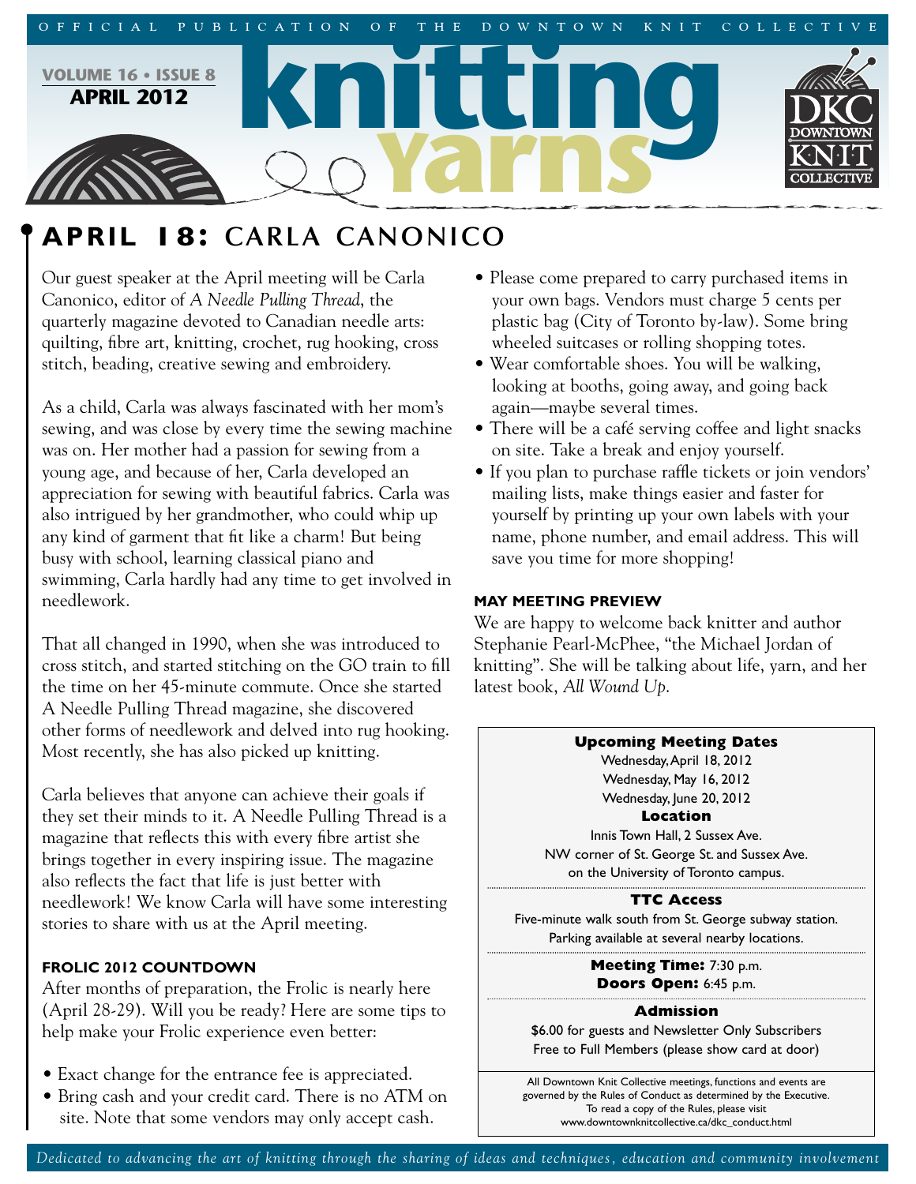OFFICIAL PUBLICATION OF THE DOWNTOWN KNIT COLLECTIVE

**VOLUME 16 • ISSUE 8**
**APRIL 2012**

# knitting Yarns

## APRIL 18: CARLA CANONICO

Our guest speaker at the April meeting will be Carla Canonico, editor of *A Needle Pulling Thread*, the quarterly magazine devoted to Canadian needle arts: quilting, fibre art, knitting, crochet, rug hooking, cross stitch, beading, creative sewing and embroidery.

As a child, Carla was always fascinated with her mom's sewing, and was close by every time the sewing machine was on. Her mother had a passion for sewing from a young age, and because of her, Carla developed an appreciation for sewing with beautiful fabrics. Carla was also intrigued by her grandmother, who could whip up any kind of garment that fit like a charm! But being busy with school, learning classical piano and swimming, Carla hardly had any time to get involved in needlework.

That all changed in 1990, when she was introduced to cross stitch, and started stitching on the GO train to fill the time on her 45-minute commute. Once she started A Needle Pulling Thread magazine, she discovered other forms of needlework and delved into rug hooking. Most recently, she has also picked up knitting.

Carla believes that anyone can achieve their goals if they set their minds to it. A Needle Pulling Thread is a magazine that reflects this with every fibre artist she brings together in every inspiring issue. The magazine also reflects the fact that life is just better with needlework! We know Carla will have some interesting stories to share with us at the April meeting.

### FROLIC 2012 COUNTDOWN

After months of preparation, the Frolic is nearly here (April 28-29). Will you be ready? Here are some tips to help make your Frolic experience even better:

- Exact change for the entrance fee is appreciated.
- Bring cash and your credit card. There is no ATM on site. Note that some vendors may only accept cash.
- Please come prepared to carry purchased items in your own bags. Vendors must charge 5 cents per plastic bag (City of Toronto by-law). Some bring wheeled suitcases or rolling shopping totes.
- Wear comfortable shoes. You will be walking, looking at booths, going away, and going back again—maybe several times.
- There will be a café serving coffee and light snacks on site. Take a break and enjoy yourself.
- If you plan to purchase raffle tickets or join vendors' mailing lists, make things easier and faster for yourself by printing up your own labels with your name, phone number, and email address. This will save you time for more shopping!

### MAY MEETING PREVIEW

We are happy to welcome back knitter and author Stephanie Pearl-McPhee, "the Michael Jordan of knitting". She will be talking about life, yarn, and her latest book, *All Wound Up*.

**Upcoming Meeting Dates**
Wednesday, April 18, 2012
Wednesday, May 16, 2012
Wednesday, June 20, 2012

**Location**
Innis Town Hall, 2 Sussex Ave.
NW corner of St. George St. and Sussex Ave.
on the University of Toronto campus.

**TTC Access**
Five-minute walk south from St. George subway station.
Parking available at several nearby locations.

**Meeting Time:** 7:30 p.m.
**Doors Open:** 6:45 p.m.

**Admission**
$6.00 for guests and Newsletter Only Subscribers
Free to Full Members (please show card at door)

All Downtown Knit Collective meetings, functions and events are governed by the Rules of Conduct as determined by the Executive. To read a copy of the Rules, please visit www.downtownknitcollective.ca/dkc_conduct.html

*Dedicated to advancing the art of knitting through the sharing of ideas and techniques, education and community involvement*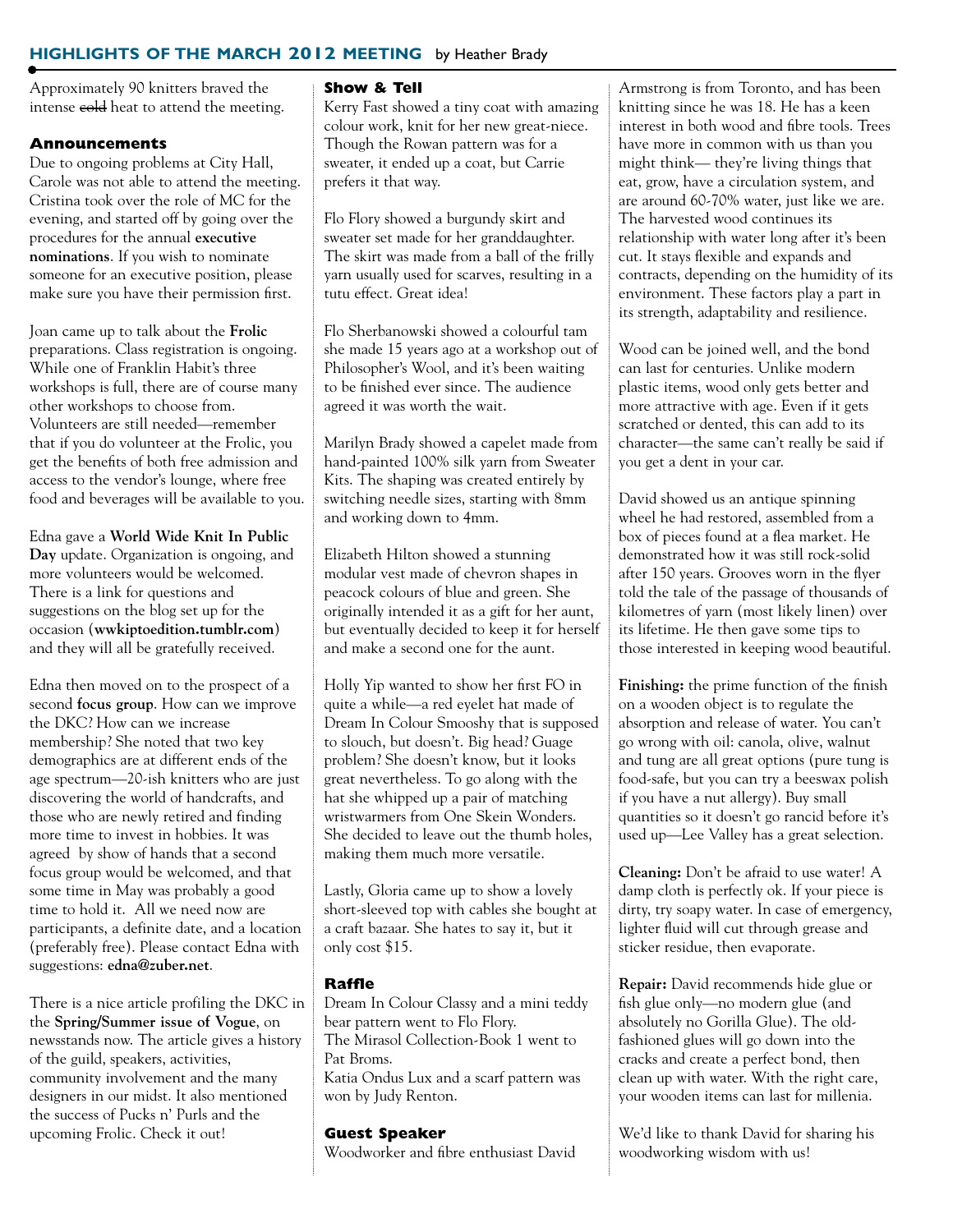## HIGHLIGHTS OF THE MARCH 2012 MEETING by Heather Brady

Approximately 90 knitters braved the intense ~~cold~~ heat to attend the meeting.

### Announcements

Due to ongoing problems at City Hall, Carole was not able to attend the meeting. Cristina took over the role of MC for the evening, and started off by going over the procedures for the annual **executive nominations**. If you wish to nominate someone for an executive position, please make sure you have their permission first.

Joan came up to talk about the **Frolic** preparations. Class registration is ongoing. While one of Franklin Habit's three workshops is full, there are of course many other workshops to choose from. Volunteers are still needed—remember that if you do volunteer at the Frolic, you get the benefits of both free admission and access to the vendor's lounge, where free food and beverages will be available to you.

Edna gave a **World Wide Knit In Public Day** update. Organization is ongoing, and more volunteers would be welcomed. There is a link for questions and suggestions on the blog set up for the occasion (**wwkiptoedition.tumblr.com**) and they will all be gratefully received.

Edna then moved on to the prospect of a second **focus group**. How can we improve the DKC? How can we increase membership? She noted that two key demographics are at different ends of the age spectrum—20-ish knitters who are just discovering the world of handcrafts, and those who are newly retired and finding more time to invest in hobbies. It was agreed by show of hands that a second focus group would be welcomed, and that some time in May was probably a good time to hold it. All we need now are participants, a definite date, and a location (preferably free). Please contact Edna with suggestions: **edna@zuber.net**.

There is a nice article profiling the DKC in the **Spring/Summer issue of Vogue**, on newsstands now. The article gives a history of the guild, speakers, activities, community involvement and the many designers in our midst. It also mentioned the success of Pucks n' Purls and the upcoming Frolic. Check it out!

### Show & Tell

Kerry Fast showed a tiny coat with amazing colour work, knit for her new great-niece. Though the Rowan pattern was for a sweater, it ended up a coat, but Carrie prefers it that way.

Flo Flory showed a burgundy skirt and sweater set made for her granddaughter. The skirt was made from a ball of the frilly yarn usually used for scarves, resulting in a tutu effect. Great idea!

Flo Sherbanowski showed a colourful tam she made 15 years ago at a workshop out of Philosopher's Wool, and it's been waiting to be finished ever since. The audience agreed it was worth the wait.

Marilyn Brady showed a capelet made from hand-painted 100% silk yarn from Sweater Kits. The shaping was created entirely by switching needle sizes, starting with 8mm and working down to 4mm.

Elizabeth Hilton showed a stunning modular vest made of chevron shapes in peacock colours of blue and green. She originally intended it as a gift for her aunt, but eventually decided to keep it for herself and make a second one for the aunt.

Holly Yip wanted to show her first FO in quite a while—a red eyelet hat made of Dream In Colour Smooshy that is supposed to slouch, but doesn't. Big head? Guage problem? She doesn't know, but it looks great nevertheless. To go along with the hat she whipped up a pair of matching wristwarmers from One Skein Wonders. She decided to leave out the thumb holes, making them much more versatile.

Lastly, Gloria came up to show a lovely short-sleeved top with cables she bought at a craft bazaar. She hates to say it, but it only cost $15.

### Raffle

Dream In Colour Classy and a mini teddy bear pattern went to Flo Flory.
The Mirasol Collection-Book 1 went to Pat Broms.
Katia Ondus Lux and a scarf pattern was won by Judy Renton.

### Guest Speaker

Woodworker and fibre enthusiast David Armstrong is from Toronto, and has been knitting since he was 18. He has a keen interest in both wood and fibre tools. Trees have more in common with us than you might think— they're living things that eat, grow, have a circulation system, and are around 60-70% water, just like we are. The harvested wood continues its relationship with water long after it's been cut. It stays flexible and expands and contracts, depending on the humidity of its environment. These factors play a part in its strength, adaptability and resilience.

Wood can be joined well, and the bond can last for centuries. Unlike modern plastic items, wood only gets better and more attractive with age. Even if it gets scratched or dented, this can add to its character—the same can't really be said if you get a dent in your car.

David showed us an antique spinning wheel he had restored, assembled from a box of pieces found at a flea market. He demonstrated how it was still rock-solid after 150 years. Grooves worn in the flyer told the tale of the passage of thousands of kilometres of yarn (most likely linen) over its lifetime. He then gave some tips to those interested in keeping wood beautiful.

**Finishing:** the prime function of the finish on a wooden object is to regulate the absorption and release of water. You can't go wrong with oil: canola, olive, walnut and tung are all great options (pure tung is food-safe, but you can try a beeswax polish if you have a nut allergy). Buy small quantities so it doesn't go rancid before it's used up—Lee Valley has a great selection.

**Cleaning:** Don't be afraid to use water! A damp cloth is perfectly ok. If your piece is dirty, try soapy water. In case of emergency, lighter fluid will cut through grease and sticker residue, then evaporate.

**Repair:** David recommends hide glue or fish glue only—no modern glue (and absolutely no Gorilla Glue). The old-fashioned glues will go down into the cracks and create a perfect bond, then clean up with water. With the right care, your wooden items can last for millenia.

We'd like to thank David for sharing his woodworking wisdom with us!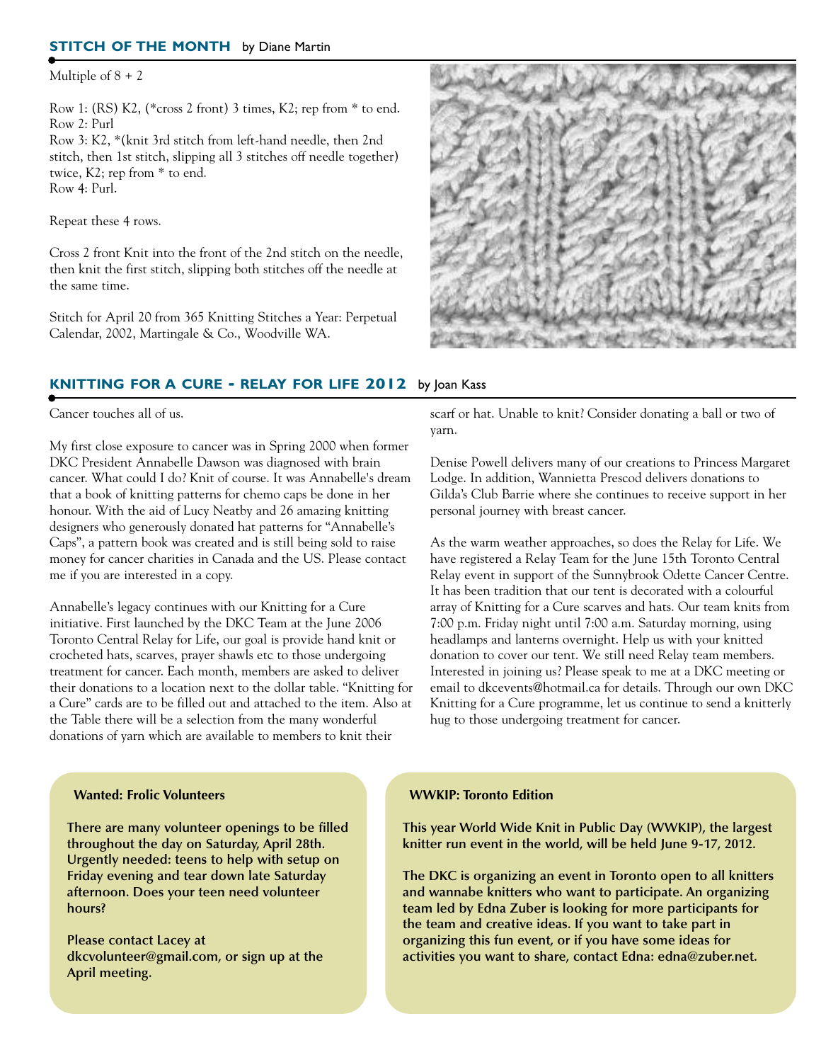## STITCH OF THE MONTH by Diane Martin

Multiple of 8 + 2

Row 1: (RS) K2, (*cross 2 front) 3 times, K2; rep from * to end.
Row 2: Purl
Row 3: K2, *(knit 3rd stitch from left-hand needle, then 2nd stitch, then 1st stitch, slipping all 3 stitches off needle together) twice, K2; rep from * to end.
Row 4: Purl.

Repeat these 4 rows.

Cross 2 front Knit into the front of the 2nd stitch on the needle, then knit the first stitch, slipping both stitches off the needle at the same time.

Stitch for April 20 from 365 Knitting Stitches a Year: Perpetual Calendar, 2002, Martingale & Co., Woodville WA.

## KNITTING FOR A CURE - RELAY FOR LIFE 2012 by Joan Kass

Cancer touches all of us.

My first close exposure to cancer was in Spring 2000 when former DKC President Annabelle Dawson was diagnosed with brain cancer. What could I do? Knit of course. It was Annabelle's dream that a book of knitting patterns for chemo caps be done in her honour. With the aid of Lucy Neatby and 26 amazing knitting designers who generously donated hat patterns for “Annabelle's Caps”, a pattern book was created and is still being sold to raise money for cancer charities in Canada and the US. Please contact me if you are interested in a copy.

Annabelle's legacy continues with our Knitting for a Cure initiative. First launched by the DKC Team at the June 2006 Toronto Central Relay for Life, our goal is provide hand knit or crocheted hats, scarves, prayer shawls etc to those undergoing treatment for cancer. Each month, members are asked to deliver their donations to a location next to the dollar table. “Knitting for a Cure” cards are to be filled out and attached to the item. Also at the Table there will be a selection from the many wonderful donations of yarn which are available to members to knit their scarf or hat. Unable to knit? Consider donating a ball or two of yarn.

Denise Powell delivers many of our creations to Princess Margaret Lodge. In addition, Wannietta Prescod delivers donations to Gilda's Club Barrie where she continues to receive support in her personal journey with breast cancer.

As the warm weather approaches, so does the Relay for Life. We have registered a Relay Team for the June 15th Toronto Central Relay event in support of the Sunnybrook Odette Cancer Centre. It has been tradition that our tent is decorated with a colourful array of Knitting for a Cure scarves and hats. Our team knits from 7:00 p.m. Friday night until 7:00 a.m. Saturday morning, using headlamps and lanterns overnight. Help us with your knitted donation to cover our tent. We still need Relay team members. Interested in joining us? Please speak to me at a DKC meeting or email to dkcevents@hotmail.ca for details. Through our own DKC Knitting for a Cure programme, let us continue to send a knitterly hug to those undergoing treatment for cancer.

### Wanted: Frolic Volunteers

**There are many volunteer openings to be filled throughout the day on Saturday, April 28th. Urgently needed: teens to help with setup on Friday evening and tear down late Saturday afternoon. Does your teen need volunteer hours?**

**Please contact Lacey at dkcvolunteer@gmail.com, or sign up at the April meeting.**

### WWKIP: Toronto Edition

**This year World Wide Knit in Public Day (WWKIP), the largest knitter run event in the world, will be held June 9-17, 2012.**

**The DKC is organizing an event in Toronto open to all knitters and wannabe knitters who want to participate. An organizing team led by Edna Zuber is looking for more participants for the team and creative ideas. If you want to take part in organizing this fun event, or if you have some ideas for activities you want to share, contact Edna: edna@zuber.net.**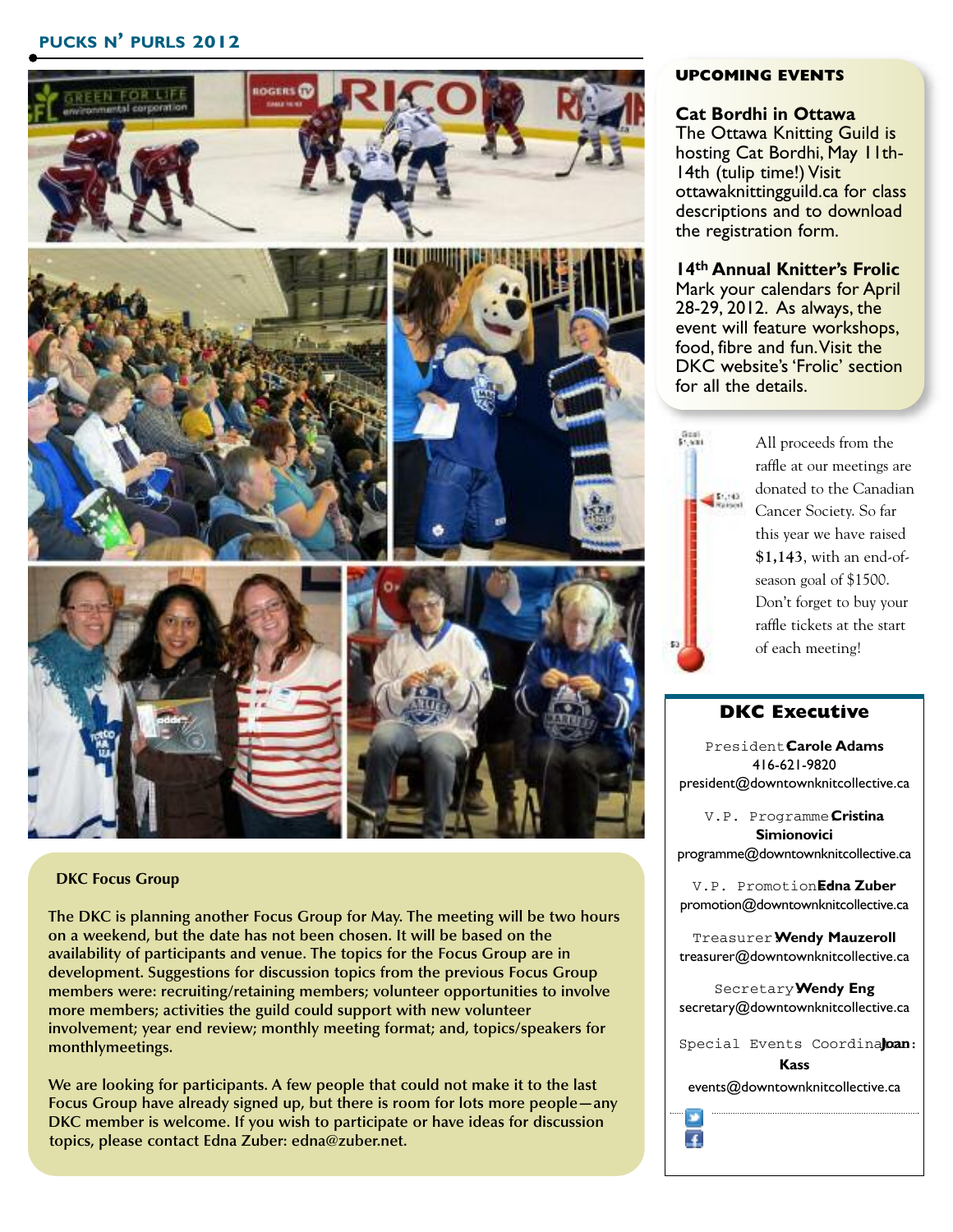## UPCOMING EVENTS

### Cat Bordhi in Ottawa

The Ottawa Knitting Guild is hosting Cat Bordhi, May 11th-14th (tulip time!) Visit ottawaknittingguild.ca for class descriptions and to download the registration form.

### 14th Annual Knitter's Frolic

Mark your calendars for April 28-29, 2012. As always, the event will feature workshops, food, fibre and fun. Visit the DKC website's 'Frolic' section for all the details.

Goal $1,500

$1,143 Raised

$0

All proceeds from the raffle at our meetings are donated to the Canadian Cancer Society. So far this year we have raised **$1,143**, with an end-of-season goal of $1500. Don't forget to buy your raffle tickets at the start of each meeting!

## DKC Focus Group

The DKC is planning another Focus Group for May. The meeting will be two hours on a weekend, but the date has not been chosen. It will be based on the availability of participants and venue. The topics for the Focus Group are in development. Suggestions for discussion topics from the previous Focus Group members were: recruiting/retaining members; volunteer opportunities to involve more members; activities the guild could support with new volunteer involvement; year end review; monthly meeting format; and, topics/speakers for monthlymeetings.

We are looking for participants. A few people that could not make it to the last Focus Group have already signed up, but there is room for lots more people—any DKC member is welcome. If you wish to participate or have ideas for discussion topics, please contact Edna Zuber: edna@zuber.net.

## DKC Executive

President **Carole Adams**
416-621-9820
president@downtownknitcollective.ca

V.P. Programme **Cristina Simionovici**
programme@downtownknitcollective.ca

V.P. Promotion **Edna Zuber**
promotion@downtownknitcollective.ca

Treasurer **Wendy Mauzeroll**
treasurer@downtownknitcollective.ca

Secretary **Wendy Eng**
secretary@downtownknitcollective.ca

Special Events Coordinator: **Joan Kass**
events@downtownknitcollective.ca